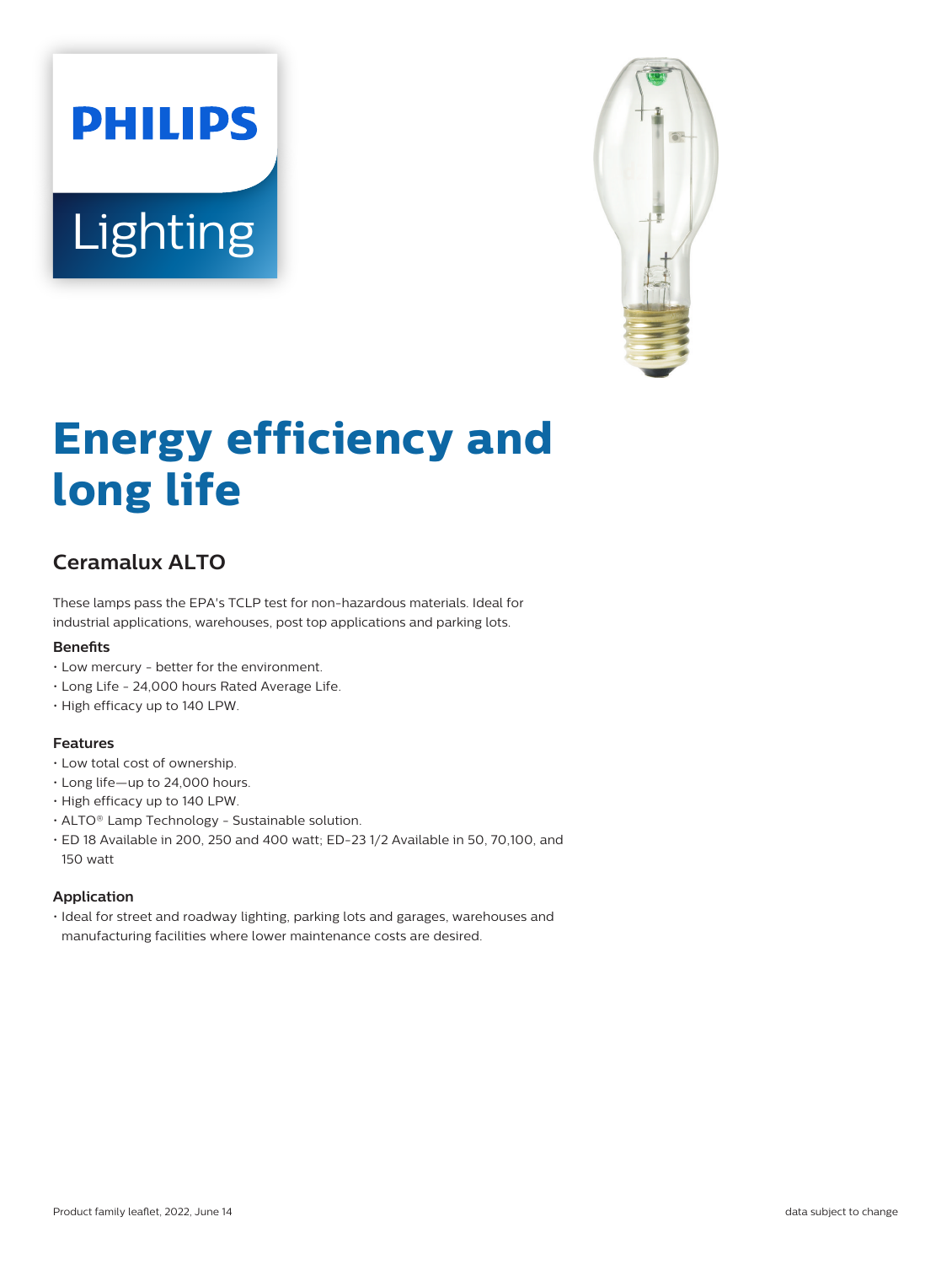# Energy efficiency and long life

## Ceramalux ALTO

These lamps pass the EPA's TCLP test for non-hazardous materials. Ideal for industrial applications, warehouses, post top applications and parking lots.

### Benefits

- Low mercury - better for the environment.
- Long Life - 24,000 hours Rated Average Life.
- High efficacy up to 140 LPW.

### Features

- Low total cost of ownership.
- Long life—up to 24,000 hours.
- High efficacy up to 140 LPW.
- ALTO® Lamp Technology - Sustainable solution.
- ED 18 Available in 200, 250 and 400 watt; ED-23 1/2 Available in 50, 70,100, and 150 watt

### Application

- Ideal for street and roadway lighting, parking lots and garages, warehouses and manufacturing facilities where lower maintenance costs are desired.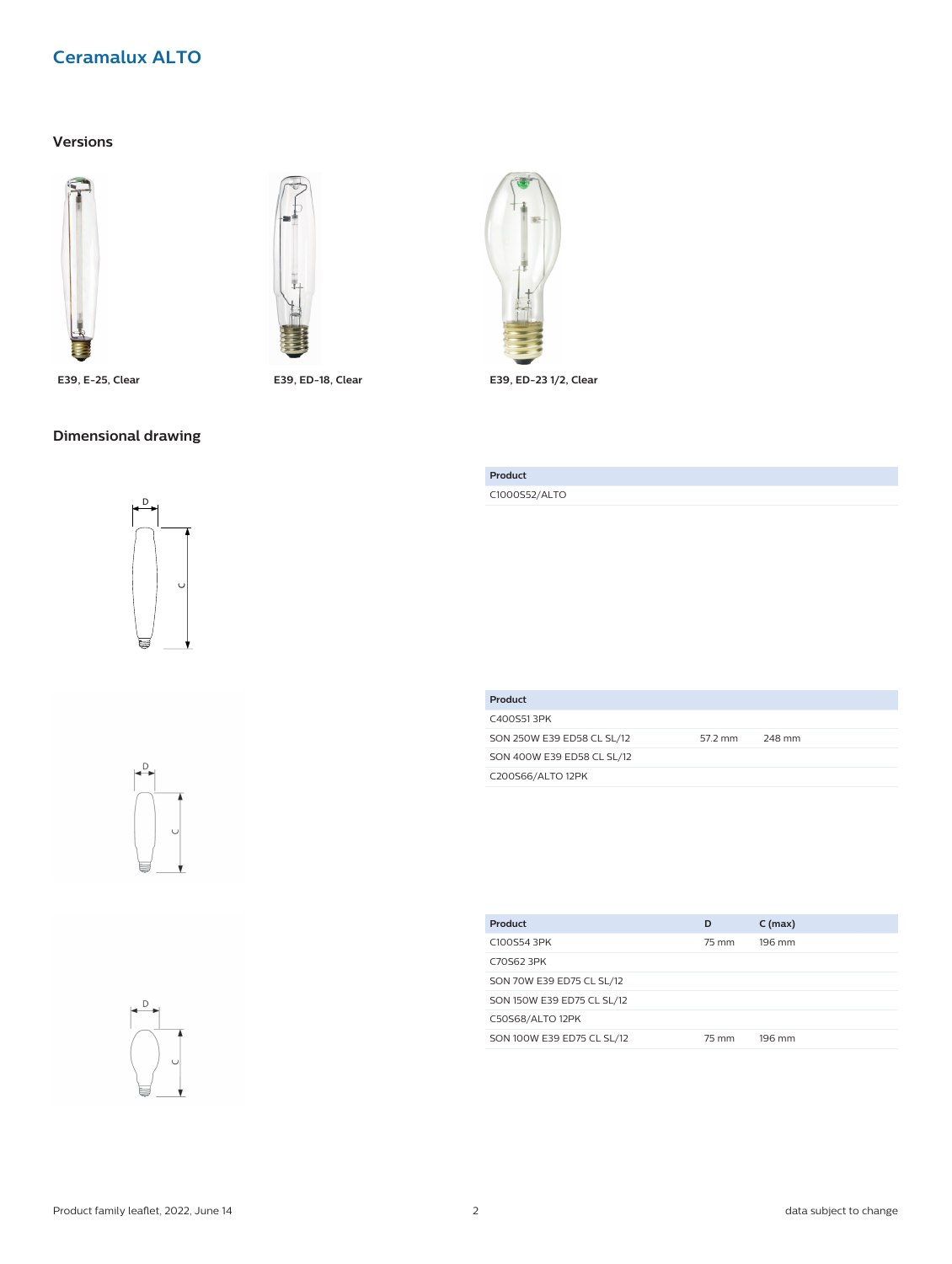## Ceramalux ALTO

### Versions

E39, E-25, Clear

E39, ED-18, Clear

E39, ED-23 1/2, Clear

### Dimensional drawing

| Product |
| --- |
| C1000S52/ALTO |

| Product | | |
| --- | --- | --- |
| C400S51 3PK | | |
| SON 250W E39 ED58 CL SL/12 | 57.2 mm | 248 mm |
| SON 400W E39 ED58 CL SL/12 | | |
| C200S66/ALTO 12PK | | |

| Product | D | C (max) |
| --- | --- | --- |
| C100S54 3PK | 75 mm | 196 mm |
| C70S62 3PK | | |
| SON 70W E39 ED75 CL SL/12 | | |
| SON 150W E39 ED75 CL SL/12 | | |
| C50S68/ALTO 12PK | | |
| SON 100W E39 ED75 CL SL/12 | 75 mm | 196 mm |

Product family leaflet, 2022, June 14

data subject to change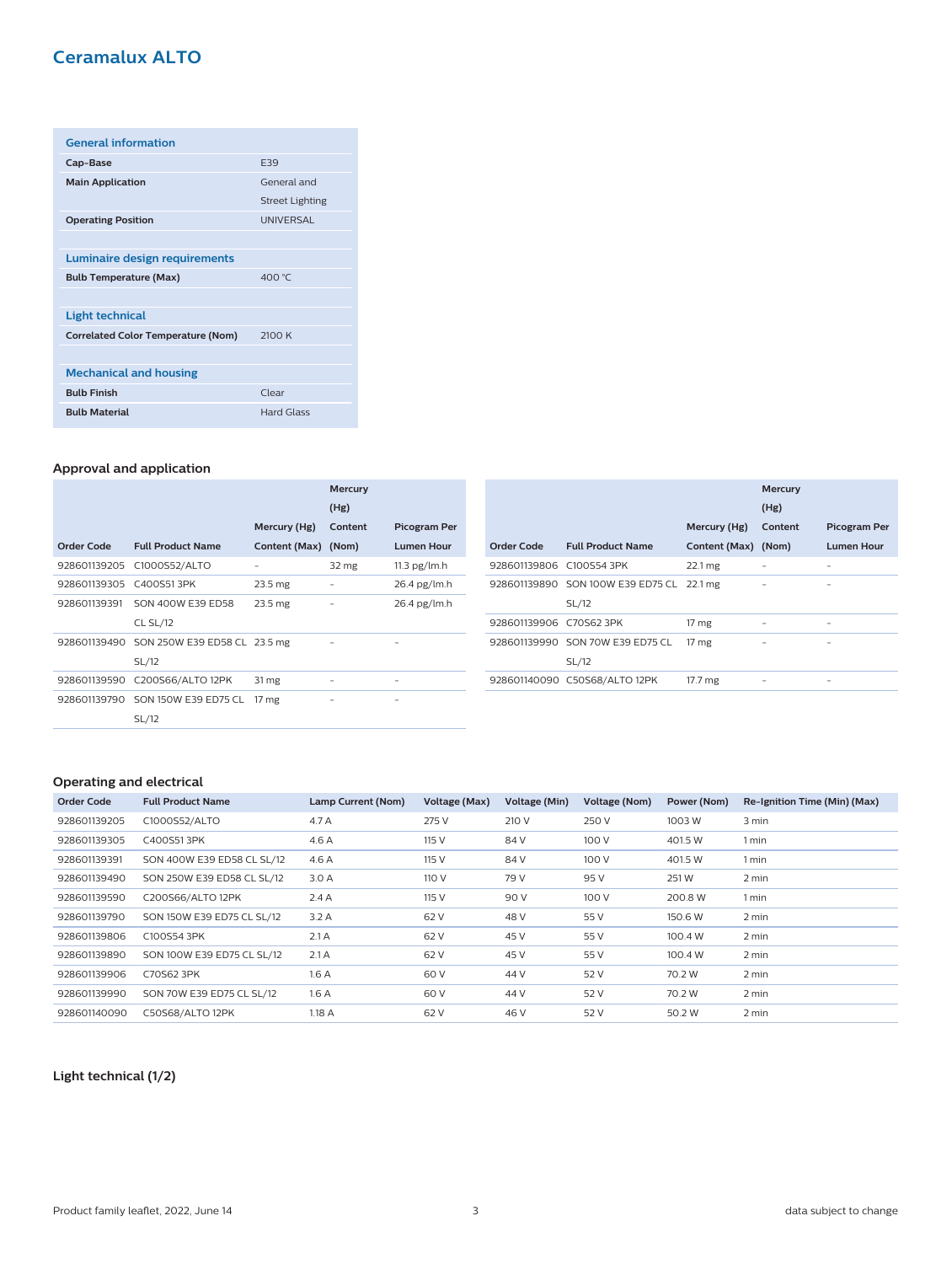## Ceramalux ALTO

| General information | |
|---|---|
| **Cap-Base** | E39 |
| **Main Application** | General and Street Lighting |
| **Operating Position** | UNIVERSAL |

| Luminaire design requirements | |
|---|---|
| **Bulb Temperature (Max)** | 400 °C |

| Light technical | |
|---|---|
| **Correlated Color Temperature (Nom)** | 2100 K |

| Mechanical and housing | |
|---|---|
| **Bulb Finish** | Clear |
| **Bulb Material** | Hard Glass |

### Approval and application

| Order Code | Full Product Name | Mercury (Hg) Content (Max) | Mercury (Hg) Content (Nom) | Picogram Per Lumen Hour |
|---|---|---|---|---|
| 928601139205 | C1000S52/ALTO | - | 32 mg | 11.3 pg/lm.h |
| 928601139305 | C400S51 3PK | 23.5 mg | - | 26.4 pg/lm.h |
| 928601139391 | SON 400W E39 ED58 CL SL/12 | 23.5 mg | - | 26.4 pg/lm.h |
| 928601139490 | SON 250W E39 ED58 CL SL/12 | 23.5 mg | - | - |
| 928601139590 | C200S66/ALTO 12PK | 31 mg | - | - |
| 928601139790 | SON 150W E39 ED75 CL SL/12 | 17 mg | - | - |
| 928601139806 | C100S54 3PK | 22.1 mg | - | - |
| 928601139890 | SON 100W E39 ED75 CL SL/12 | 22.1 mg | - | - |
| 928601139906 | C70S62 3PK | 17 mg | - | - |
| 928601139990 | SON 70W E39 ED75 CL SL/12 | 17 mg | - | - |
| 928601140090 | C50S68/ALTO 12PK | 17.7 mg | - | - |

### Operating and electrical

| Order Code | Full Product Name | Lamp Current (Nom) | Voltage (Max) | Voltage (Min) | Voltage (Nom) | Power (Nom) | Re-Ignition Time (Min) (Max) |
|---|---|---|---|---|---|---|---|
| 928601139205 | C1000S52/ALTO | 4.7 A | 275 V | 210 V | 250 V | 1003 W | 3 min |
| 928601139305 | C400S51 3PK | 4.6 A | 115 V | 84 V | 100 V | 401.5 W | 1 min |
| 928601139391 | SON 400W E39 ED58 CL SL/12 | 4.6 A | 115 V | 84 V | 100 V | 401.5 W | 1 min |
| 928601139490 | SON 250W E39 ED58 CL SL/12 | 3.0 A | 110 V | 79 V | 95 V | 251 W | 2 min |
| 928601139590 | C200S66/ALTO 12PK | 2.4 A | 115 V | 90 V | 100 V | 200.8 W | 1 min |
| 928601139790 | SON 150W E39 ED75 CL SL/12 | 3.2 A | 62 V | 48 V | 55 V | 150.6 W | 2 min |
| 928601139806 | C100S54 3PK | 2.1 A | 62 V | 45 V | 55 V | 100.4 W | 2 min |
| 928601139890 | SON 100W E39 ED75 CL SL/12 | 2.1 A | 62 V | 45 V | 55 V | 100.4 W | 2 min |
| 928601139906 | C70S62 3PK | 1.6 A | 60 V | 44 V | 52 V | 70.2 W | 2 min |
| 928601139990 | SON 70W E39 ED75 CL SL/12 | 1.6 A | 60 V | 44 V | 52 V | 70.2 W | 2 min |
| 928601140090 | C50S68/ALTO 12PK | 1.18 A | 62 V | 46 V | 52 V | 50.2 W | 2 min |

### Light technical (1/2)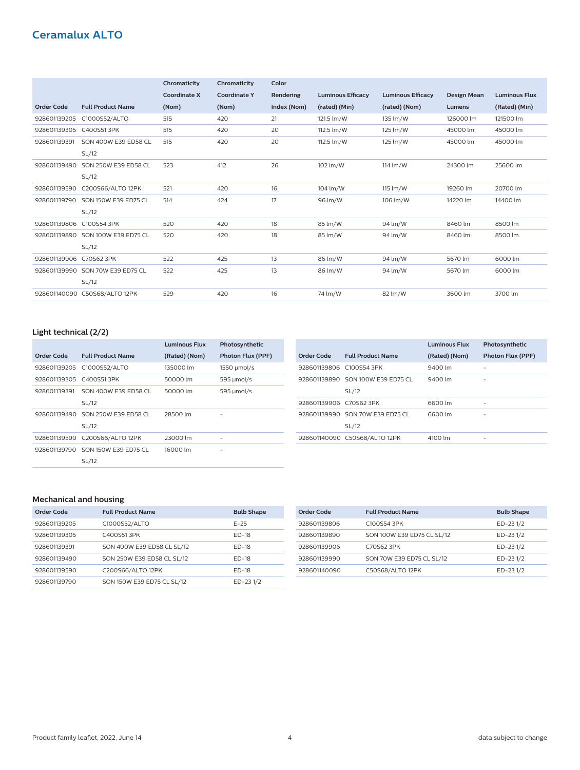## Ceramalux ALTO

| Order Code | Full Product Name | Chromaticity Coordinate X (Nom) | Chromaticity Coordinate Y (Nom) | Color Rendering Index (Nom) | Luminous Efficacy (rated) (Min) | Luminous Efficacy (rated) (Nom) | Design Mean Lumens | Luminous Flux (Rated) (Min) |
|---|---|---|---|---|---|---|---|---|
| 928601139205 | C1000S52/ALTO | 515 | 420 | 21 | 121.5 lm/W | 135 lm/W | 126000 lm | 121500 lm |
| 928601139305 | C400S51 3PK | 515 | 420 | 20 | 112.5 lm/W | 125 lm/W | 45000 lm | 45000 lm |
| 928601139391 | SON 400W E39 ED58 CL SL/12 | 515 | 420 | 20 | 112.5 lm/W | 125 lm/W | 45000 lm | 45000 lm |
| 928601139490 | SON 250W E39 ED58 CL SL/12 | 523 | 412 | 26 | 102 lm/W | 114 lm/W | 24300 lm | 25600 lm |
| 928601139590 | C200S66/ALTO 12PK | 521 | 420 | 16 | 104 lm/W | 115 lm/W | 19260 lm | 20700 lm |
| 928601139790 | SON 150W E39 ED75 CL SL/12 | 514 | 424 | 17 | 96 lm/W | 106 lm/W | 14220 lm | 14400 lm |
| 928601139806 | C100S54 3PK | 520 | 420 | 18 | 85 lm/W | 94 lm/W | 8460 lm | 8500 lm |
| 928601139890 | SON 100W E39 ED75 CL SL/12 | 520 | 420 | 18 | 85 lm/W | 94 lm/W | 8460 lm | 8500 lm |
| 928601139906 | C70S62 3PK | 522 | 425 | 13 | 86 lm/W | 94 lm/W | 5670 lm | 6000 lm |
| 928601139990 | SON 70W E39 ED75 CL SL/12 | 522 | 425 | 13 | 86 lm/W | 94 lm/W | 5670 lm | 6000 lm |
| 928601140090 | C50S68/ALTO 12PK | 529 | 420 | 16 | 74 lm/W | 82 lm/W | 3600 lm | 3700 lm |

### Light technical (2/2)

| Order Code | Full Product Name | Luminous Flux (Rated) (Nom) | Photosynthetic Photon Flux (PPF) |
|---|---|---|---|
| 928601139205 | C1000S52/ALTO | 135000 lm | 1550 μmol/s |
| 928601139305 | C400S51 3PK | 50000 lm | 595 μmol/s |
| 928601139391 | SON 400W E39 ED58 CL SL/12 | 50000 lm | 595 μmol/s |
| 928601139490 | SON 250W E39 ED58 CL SL/12 | 28500 lm | - |
| 928601139590 | C200S66/ALTO 12PK | 23000 lm | - |
| 928601139790 | SON 150W E39 ED75 CL SL/12 | 16000 lm | - |
| 928601139806 | C100S54 3PK | 9400 lm | - |
| 928601139890 | SON 100W E39 ED75 CL SL/12 | 9400 lm | - |
| 928601139906 | C70S62 3PK | 6600 lm | - |
| 928601139990 | SON 70W E39 ED75 CL SL/12 | 6600 lm | - |
| 928601140090 | C50S68/ALTO 12PK | 4100 lm | - |

### Mechanical and housing

| Order Code | Full Product Name | Bulb Shape |
|---|---|---|
| 928601139205 | C1000S52/ALTO | E-25 |
| 928601139305 | C400S51 3PK | ED-18 |
| 928601139391 | SON 400W E39 ED58 CL SL/12 | ED-18 |
| 928601139490 | SON 250W E39 ED58 CL SL/12 | ED-18 |
| 928601139590 | C200S66/ALTO 12PK | ED-18 |
| 928601139790 | SON 150W E39 ED75 CL SL/12 | ED-23 1/2 |
| 928601139806 | C100S54 3PK | ED-23 1/2 |
| 928601139890 | SON 100W E39 ED75 CL SL/12 | ED-23 1/2 |
| 928601139906 | C70S62 3PK | ED-23 1/2 |
| 928601139990 | SON 70W E39 ED75 CL SL/12 | ED-23 1/2 |
| 928601140090 | C50S68/ALTO 12PK | ED-23 1/2 |

Product family leaflet, 2022, June 14

data subject to change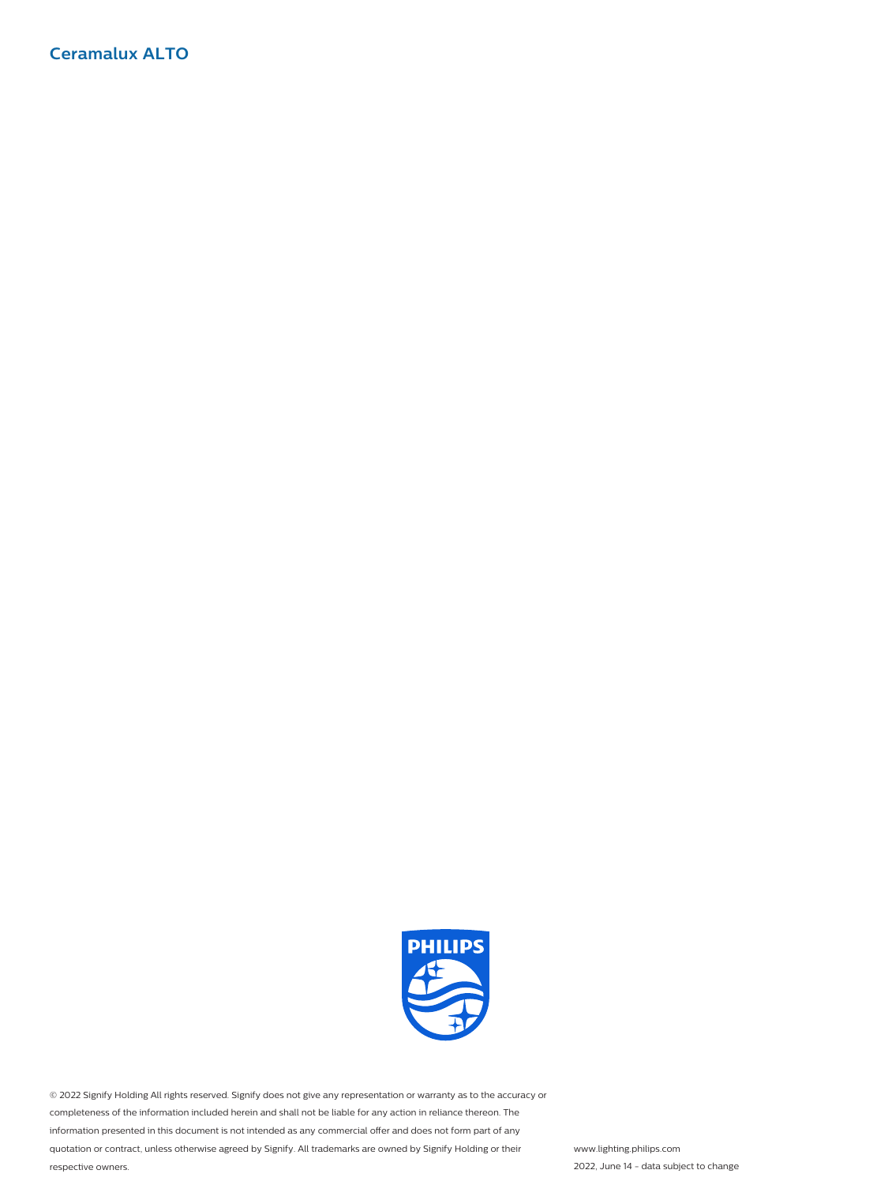© 2022 Signify Holding All rights reserved. Signify does not give any representation or warranty as to the accuracy or completeness of the information included herein and shall not be liable for any action in reliance thereon. The information presented in this document is not intended as any commercial offer and does not form part of any quotation or contract, unless otherwise agreed by Signify. All trademarks are owned by Signify Holding or their respective owners.

www.lighting.philips.com

2022, June 14 - data subject to change